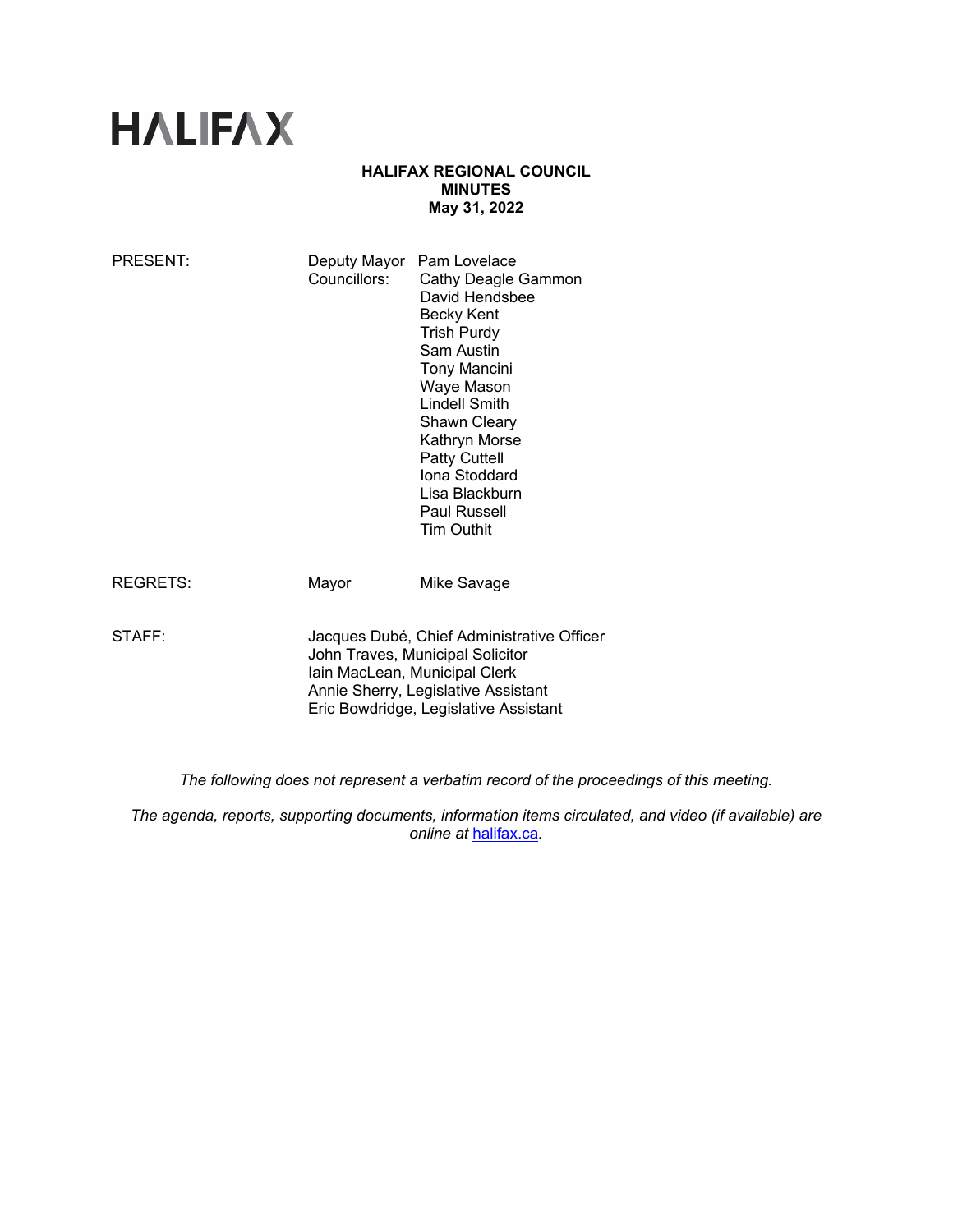# HALIFAX

**HALIFAX REGIONAL COUNCIL**
**MINUTES**
**May 31, 2022**

PRESENT: Deputy Mayor Pam Lovelace
Councillors: Cathy Deagle Gammon
David Hendsbee
Becky Kent
Trish Purdy
Sam Austin
Tony Mancini
Waye Mason
Lindell Smith
Shawn Cleary
Kathryn Morse
Patty Cuttell
Iona Stoddard
Lisa Blackburn
Paul Russell
Tim Outhit

REGRETS: Mayor Mike Savage

STAFF: Jacques Dubé, Chief Administrative Officer
John Traves, Municipal Solicitor
Iain MacLean, Municipal Clerk
Annie Sherry, Legislative Assistant
Eric Bowdridge, Legislative Assistant

*The following does not represent a verbatim record of the proceedings of this meeting.*

*The agenda, reports, supporting documents, information items circulated, and video (if available) are online at [halifax.ca](halifax.ca).*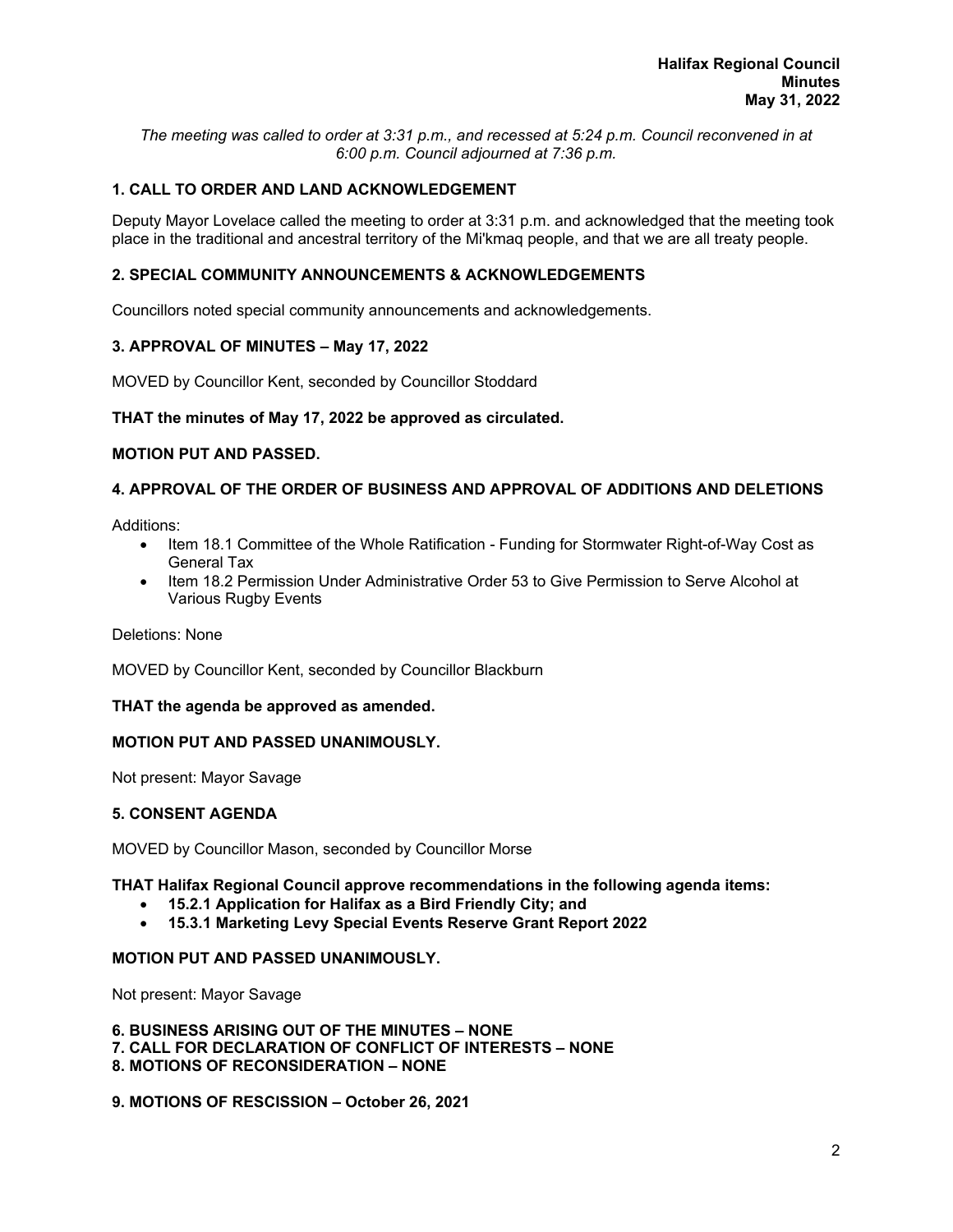*The meeting was called to order at 3:31 p.m., and recessed at 5:24 p.m. Council reconvened in at 6:00 p.m. Council adjourned at 7:36 p.m.*

## 1. CALL TO ORDER AND LAND ACKNOWLEDGEMENT

Deputy Mayor Lovelace called the meeting to order at 3:31 p.m. and acknowledged that the meeting took place in the traditional and ancestral territory of the Mi'kmaq people, and that we are all treaty people.

## 2. SPECIAL COMMUNITY ANNOUNCEMENTS & ACKNOWLEDGEMENTS

Councillors noted special community announcements and acknowledgements.

## 3. APPROVAL OF MINUTES – May 17, 2022

MOVED by Councillor Kent, seconded by Councillor Stoddard

**THAT the minutes of May 17, 2022 be approved as circulated.**

**MOTION PUT AND PASSED.**

## 4. APPROVAL OF THE ORDER OF BUSINESS AND APPROVAL OF ADDITIONS AND DELETIONS

Additions:

- Item 18.1 Committee of the Whole Ratification - Funding for Stormwater Right-of-Way Cost as General Tax
- Item 18.2 Permission Under Administrative Order 53 to Give Permission to Serve Alcohol at Various Rugby Events

Deletions: None

MOVED by Councillor Kent, seconded by Councillor Blackburn

**THAT the agenda be approved as amended.**

**MOTION PUT AND PASSED UNANIMOUSLY.**

Not present: Mayor Savage

## 5. CONSENT AGENDA

MOVED by Councillor Mason, seconded by Councillor Morse

**THAT Halifax Regional Council approve recommendations in the following agenda items:**

- **15.2.1 Application for Halifax as a Bird Friendly City; and**
- **15.3.1 Marketing Levy Special Events Reserve Grant Report 2022**

**MOTION PUT AND PASSED UNANIMOUSLY.**

Not present: Mayor Savage

## 6. BUSINESS ARISING OUT OF THE MINUTES – NONE

## 7. CALL FOR DECLARATION OF CONFLICT OF INTERESTS – NONE

## 8. MOTIONS OF RECONSIDERATION – NONE

## 9. MOTIONS OF RESCISSION – October 26, 2021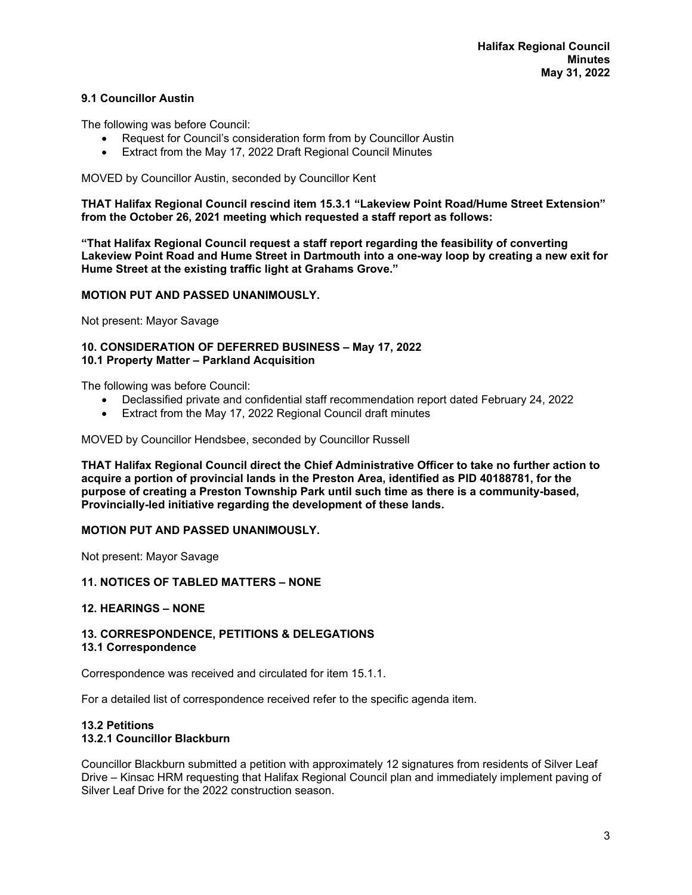### 9.1 Councillor Austin

The following was before Council:

- Request for Council's consideration form from by Councillor Austin
- Extract from the May 17, 2022 Draft Regional Council Minutes

MOVED by Councillor Austin, seconded by Councillor Kent

**THAT Halifax Regional Council rescind item 15.3.1 "Lakeview Point Road/Hume Street Extension" from the October 26, 2021 meeting which requested a staff report as follows:**

**"That Halifax Regional Council request a staff report regarding the feasibility of converting Lakeview Point Road and Hume Street in Dartmouth into a one-way loop by creating a new exit for Hume Street at the existing traffic light at Grahams Grove."**

**MOTION PUT AND PASSED UNANIMOUSLY.**

Not present: Mayor Savage

## 10. CONSIDERATION OF DEFERRED BUSINESS – May 17, 2022

### 10.1 Property Matter – Parkland Acquisition

The following was before Council:

- Declassified private and confidential staff recommendation report dated February 24, 2022
- Extract from the May 17, 2022 Regional Council draft minutes

MOVED by Councillor Hendsbee, seconded by Councillor Russell

**THAT Halifax Regional Council direct the Chief Administrative Officer to take no further action to acquire a portion of provincial lands in the Preston Area, identified as PID 40188781, for the purpose of creating a Preston Township Park until such time as there is a community-based, Provincially-led initiative regarding the development of these lands.**

**MOTION PUT AND PASSED UNANIMOUSLY.**

Not present: Mayor Savage

## 11. NOTICES OF TABLED MATTERS – NONE

## 12. HEARINGS – NONE

## 13. CORRESPONDENCE, PETITIONS & DELEGATIONS

### 13.1 Correspondence

Correspondence was received and circulated for item 15.1.1.

For a detailed list of correspondence received refer to the specific agenda item.

### 13.2 Petitions

#### 13.2.1 Councillor Blackburn

Councillor Blackburn submitted a petition with approximately 12 signatures from residents of Silver Leaf Drive – Kinsac HRM requesting that Halifax Regional Council plan and immediately implement paving of Silver Leaf Drive for the 2022 construction season.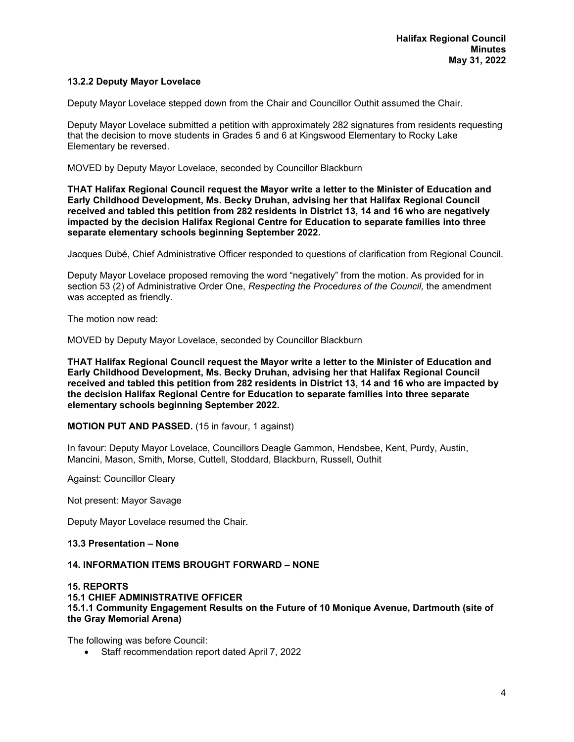### 13.2.2 Deputy Mayor Lovelace

Deputy Mayor Lovelace stepped down from the Chair and Councillor Outhit assumed the Chair.

Deputy Mayor Lovelace submitted a petition with approximately 282 signatures from residents requesting that the decision to move students in Grades 5 and 6 at Kingswood Elementary to Rocky Lake Elementary be reversed.

MOVED by Deputy Mayor Lovelace, seconded by Councillor Blackburn

**THAT Halifax Regional Council request the Mayor write a letter to the Minister of Education and Early Childhood Development, Ms. Becky Druhan, advising her that Halifax Regional Council received and tabled this petition from 282 residents in District 13, 14 and 16 who are negatively impacted by the decision Halifax Regional Centre for Education to separate families into three separate elementary schools beginning September 2022.**

Jacques Dubé, Chief Administrative Officer responded to questions of clarification from Regional Council.

Deputy Mayor Lovelace proposed removing the word "negatively" from the motion. As provided for in section 53 (2) of Administrative Order One, *Respecting the Procedures of the Council,* the amendment was accepted as friendly.

The motion now read:

MOVED by Deputy Mayor Lovelace, seconded by Councillor Blackburn

**THAT Halifax Regional Council request the Mayor write a letter to the Minister of Education and Early Childhood Development, Ms. Becky Druhan, advising her that Halifax Regional Council received and tabled this petition from 282 residents in District 13, 14 and 16 who are impacted by the decision Halifax Regional Centre for Education to separate families into three separate elementary schools beginning September 2022.**

**MOTION PUT AND PASSED.** (15 in favour, 1 against)

In favour: Deputy Mayor Lovelace, Councillors Deagle Gammon, Hendsbee, Kent, Purdy, Austin, Mancini, Mason, Smith, Morse, Cuttell, Stoddard, Blackburn, Russell, Outhit

Against: Councillor Cleary

Not present: Mayor Savage

Deputy Mayor Lovelace resumed the Chair.

### 13.3 Presentation – None

## 14. INFORMATION ITEMS BROUGHT FORWARD – NONE

## 15. REPORTS

### 15.1 CHIEF ADMINISTRATIVE OFFICER

### 15.1.1 Community Engagement Results on the Future of 10 Monique Avenue, Dartmouth (site of the Gray Memorial Arena)

The following was before Council:

- Staff recommendation report dated April 7, 2022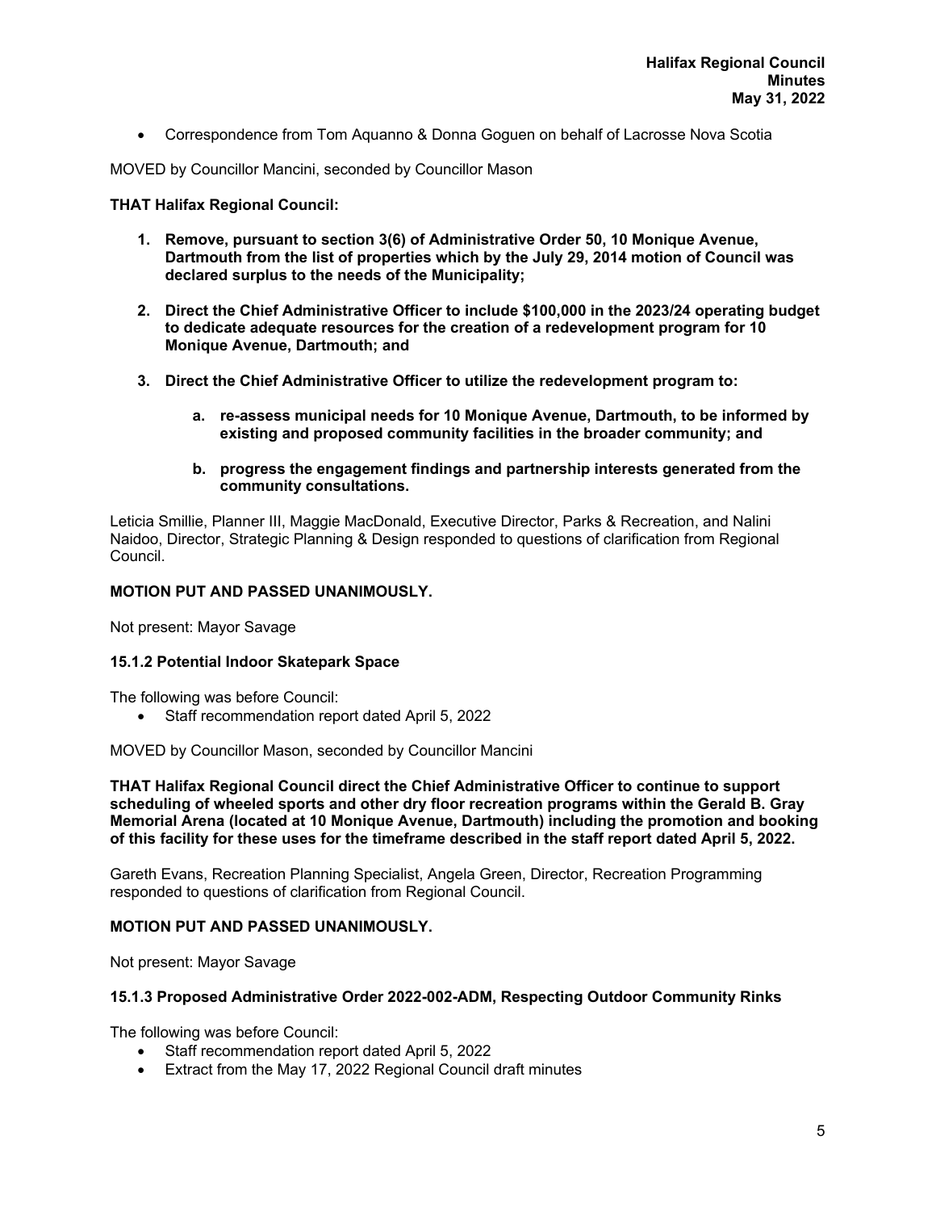- Correspondence from Tom Aquanno & Donna Goguen on behalf of Lacrosse Nova Scotia

MOVED by Councillor Mancini, seconded by Councillor Mason

**THAT Halifax Regional Council:**

1. **Remove, pursuant to section 3(6) of Administrative Order 50, 10 Monique Avenue, Dartmouth from the list of properties which by the July 29, 2014 motion of Council was declared surplus to the needs of the Municipality;**

2. **Direct the Chief Administrative Officer to include $100,000 in the 2023/24 operating budget to dedicate adequate resources for the creation of a redevelopment program for 10 Monique Avenue, Dartmouth; and**

3. **Direct the Chief Administrative Officer to utilize the redevelopment program to:**

    a. **re-assess municipal needs for 10 Monique Avenue, Dartmouth, to be informed by existing and proposed community facilities in the broader community; and**

    b. **progress the engagement findings and partnership interests generated from the community consultations.**

Leticia Smillie, Planner III, Maggie MacDonald, Executive Director, Parks & Recreation, and Nalini Naidoo, Director, Strategic Planning & Design responded to questions of clarification from Regional Council.

**MOTION PUT AND PASSED UNANIMOUSLY.**

Not present: Mayor Savage

### 15.1.2 Potential Indoor Skatepark Space

The following was before Council:

- Staff recommendation report dated April 5, 2022

MOVED by Councillor Mason, seconded by Councillor Mancini

**THAT Halifax Regional Council direct the Chief Administrative Officer to continue to support scheduling of wheeled sports and other dry floor recreation programs within the Gerald B. Gray Memorial Arena (located at 10 Monique Avenue, Dartmouth) including the promotion and booking of this facility for these uses for the timeframe described in the staff report dated April 5, 2022.**

Gareth Evans, Recreation Planning Specialist, Angela Green, Director, Recreation Programming responded to questions of clarification from Regional Council.

**MOTION PUT AND PASSED UNANIMOUSLY.**

Not present: Mayor Savage

### 15.1.3 Proposed Administrative Order 2022-002-ADM, Respecting Outdoor Community Rinks

The following was before Council:

- Staff recommendation report dated April 5, 2022
- Extract from the May 17, 2022 Regional Council draft minutes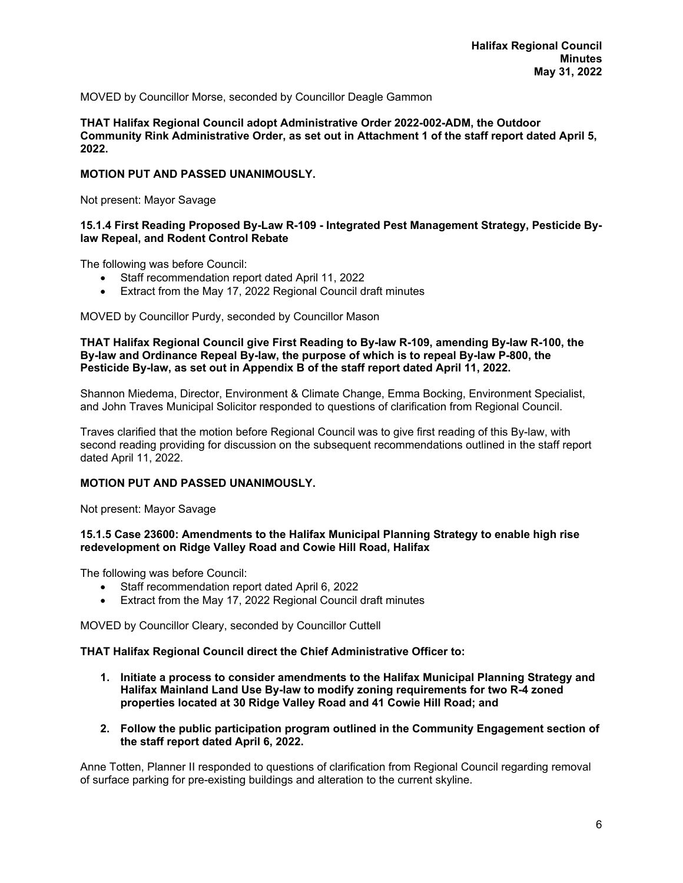MOVED by Councillor Morse, seconded by Councillor Deagle Gammon

**THAT Halifax Regional Council adopt Administrative Order 2022-002-ADM, the Outdoor Community Rink Administrative Order, as set out in Attachment 1 of the staff report dated April 5, 2022.**

**MOTION PUT AND PASSED UNANIMOUSLY.**

Not present: Mayor Savage

### 15.1.4 First Reading Proposed By-Law R-109 - Integrated Pest Management Strategy, Pesticide By-law Repeal, and Rodent Control Rebate

The following was before Council:

- Staff recommendation report dated April 11, 2022
- Extract from the May 17, 2022 Regional Council draft minutes

MOVED by Councillor Purdy, seconded by Councillor Mason

**THAT Halifax Regional Council give First Reading to By-law R-109, amending By-law R-100, the By-law and Ordinance Repeal By-law, the purpose of which is to repeal By-law P-800, the Pesticide By-law, as set out in Appendix B of the staff report dated April 11, 2022.**

Shannon Miedema, Director, Environment & Climate Change, Emma Bocking, Environment Specialist, and John Traves Municipal Solicitor responded to questions of clarification from Regional Council.

Traves clarified that the motion before Regional Council was to give first reading of this By-law, with second reading providing for discussion on the subsequent recommendations outlined in the staff report dated April 11, 2022.

**MOTION PUT AND PASSED UNANIMOUSLY.**

Not present: Mayor Savage

### 15.1.5 Case 23600: Amendments to the Halifax Municipal Planning Strategy to enable high rise redevelopment on Ridge Valley Road and Cowie Hill Road, Halifax

The following was before Council:

- Staff recommendation report dated April 6, 2022
- Extract from the May 17, 2022 Regional Council draft minutes

MOVED by Councillor Cleary, seconded by Councillor Cuttell

**THAT Halifax Regional Council direct the Chief Administrative Officer to:**

1. **Initiate a process to consider amendments to the Halifax Municipal Planning Strategy and Halifax Mainland Land Use By-law to modify zoning requirements for two R-4 zoned properties located at 30 Ridge Valley Road and 41 Cowie Hill Road; and**
2. **Follow the public participation program outlined in the Community Engagement section of the staff report dated April 6, 2022.**

Anne Totten, Planner II responded to questions of clarification from Regional Council regarding removal of surface parking for pre-existing buildings and alteration to the current skyline.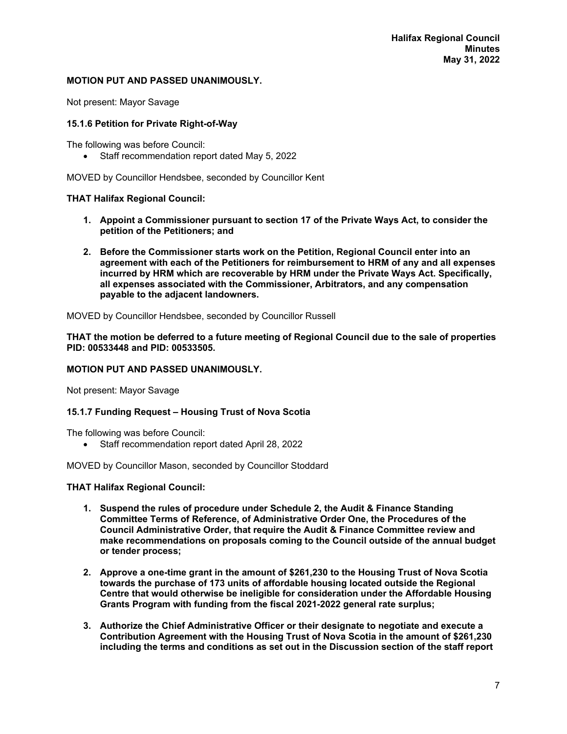**MOTION PUT AND PASSED UNANIMOUSLY.**

Not present: Mayor Savage

### 15.1.6 Petition for Private Right-of-Way

The following was before Council:

- Staff recommendation report dated May 5, 2022

MOVED by Councillor Hendsbee, seconded by Councillor Kent

**THAT Halifax Regional Council:**

1. **Appoint a Commissioner pursuant to section 17 of the Private Ways Act, to consider the petition of the Petitioners; and**
2. **Before the Commissioner starts work on the Petition, Regional Council enter into an agreement with each of the Petitioners for reimbursement to HRM of any and all expenses incurred by HRM which are recoverable by HRM under the Private Ways Act. Specifically, all expenses associated with the Commissioner, Arbitrators, and any compensation payable to the adjacent landowners.**

MOVED by Councillor Hendsbee, seconded by Councillor Russell

**THAT the motion be deferred to a future meeting of Regional Council due to the sale of properties PID: 00533448 and PID: 00533505.**

**MOTION PUT AND PASSED UNANIMOUSLY.**

Not present: Mayor Savage

### 15.1.7 Funding Request – Housing Trust of Nova Scotia

The following was before Council:

- Staff recommendation report dated April 28, 2022

MOVED by Councillor Mason, seconded by Councillor Stoddard

**THAT Halifax Regional Council:**

1. **Suspend the rules of procedure under Schedule 2, the Audit & Finance Standing Committee Terms of Reference, of Administrative Order One, the Procedures of the Council Administrative Order, that require the Audit & Finance Committee review and make recommendations on proposals coming to the Council outside of the annual budget or tender process;**
2. **Approve a one-time grant in the amount of $261,230 to the Housing Trust of Nova Scotia towards the purchase of 173 units of affordable housing located outside the Regional Centre that would otherwise be ineligible for consideration under the Affordable Housing Grants Program with funding from the fiscal 2021-2022 general rate surplus;**
3. **Authorize the Chief Administrative Officer or their designate to negotiate and execute a Contribution Agreement with the Housing Trust of Nova Scotia in the amount of $261,230 including the terms and conditions as set out in the Discussion section of the staff report**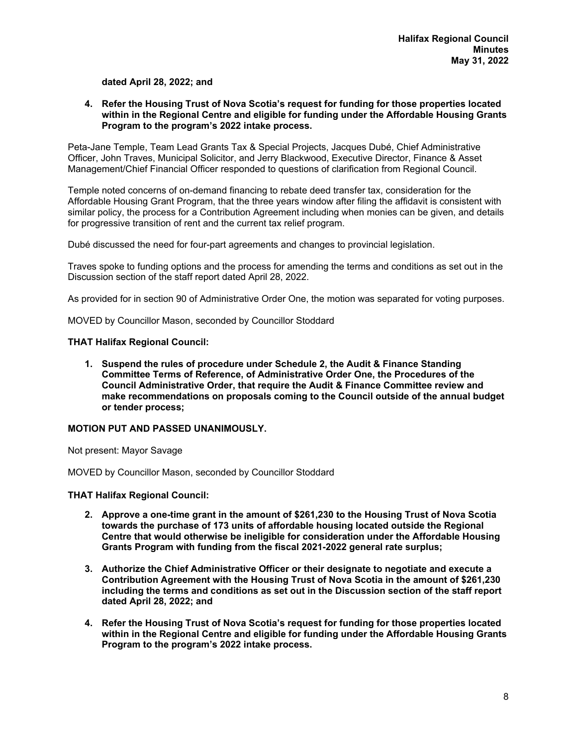**dated April 28, 2022; and**

4. **Refer the Housing Trust of Nova Scotia's request for funding for those properties located within in the Regional Centre and eligible for funding under the Affordable Housing Grants Program to the program's 2022 intake process.**

Peta-Jane Temple, Team Lead Grants Tax & Special Projects, Jacques Dubé, Chief Administrative Officer, John Traves, Municipal Solicitor, and Jerry Blackwood, Executive Director, Finance & Asset Management/Chief Financial Officer responded to questions of clarification from Regional Council.

Temple noted concerns of on-demand financing to rebate deed transfer tax, consideration for the Affordable Housing Grant Program, that the three years window after filing the affidavit is consistent with similar policy, the process for a Contribution Agreement including when monies can be given, and details for progressive transition of rent and the current tax relief program.

Dubé discussed the need for four-part agreements and changes to provincial legislation.

Traves spoke to funding options and the process for amending the terms and conditions as set out in the Discussion section of the staff report dated April 28, 2022.

As provided for in section 90 of Administrative Order One, the motion was separated for voting purposes.

MOVED by Councillor Mason, seconded by Councillor Stoddard

**THAT Halifax Regional Council:**

1. **Suspend the rules of procedure under Schedule 2, the Audit & Finance Standing Committee Terms of Reference, of Administrative Order One, the Procedures of the Council Administrative Order, that require the Audit & Finance Committee review and make recommendations on proposals coming to the Council outside of the annual budget or tender process;**

**MOTION PUT AND PASSED UNANIMOUSLY.**

Not present: Mayor Savage

MOVED by Councillor Mason, seconded by Councillor Stoddard

**THAT Halifax Regional Council:**

2. **Approve a one-time grant in the amount of $261,230 to the Housing Trust of Nova Scotia towards the purchase of 173 units of affordable housing located outside the Regional Centre that would otherwise be ineligible for consideration under the Affordable Housing Grants Program with funding from the fiscal 2021-2022 general rate surplus;**
3. **Authorize the Chief Administrative Officer or their designate to negotiate and execute a Contribution Agreement with the Housing Trust of Nova Scotia in the amount of $261,230 including the terms and conditions as set out in the Discussion section of the staff report dated April 28, 2022; and**
4. **Refer the Housing Trust of Nova Scotia's request for funding for those properties located within in the Regional Centre and eligible for funding under the Affordable Housing Grants Program to the program's 2022 intake process.**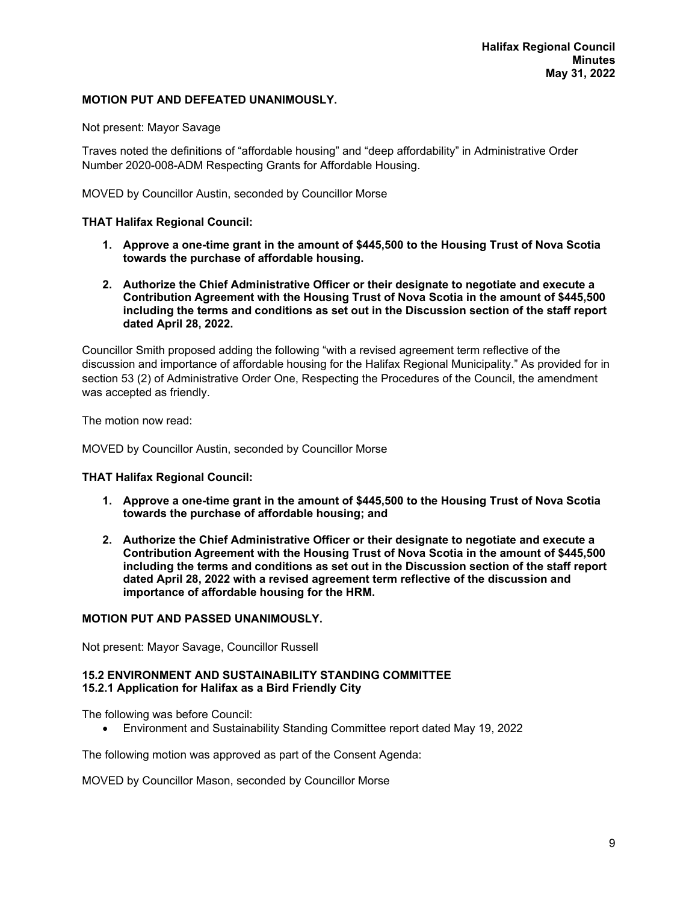**MOTION PUT AND DEFEATED UNANIMOUSLY.**

Not present: Mayor Savage

Traves noted the definitions of “affordable housing” and “deep affordability” in Administrative Order Number 2020-008-ADM Respecting Grants for Affordable Housing.

MOVED by Councillor Austin, seconded by Councillor Morse

**THAT Halifax Regional Council:**

1. **Approve a one-time grant in the amount of $445,500 to the Housing Trust of Nova Scotia towards the purchase of affordable housing.**
2. **Authorize the Chief Administrative Officer or their designate to negotiate and execute a Contribution Agreement with the Housing Trust of Nova Scotia in the amount of $445,500 including the terms and conditions as set out in the Discussion section of the staff report dated April 28, 2022.**

Councillor Smith proposed adding the following “with a revised agreement term reflective of the discussion and importance of affordable housing for the Halifax Regional Municipality.” As provided for in section 53 (2) of Administrative Order One, Respecting the Procedures of the Council, the amendment was accepted as friendly.

The motion now read:

MOVED by Councillor Austin, seconded by Councillor Morse

**THAT Halifax Regional Council:**

1. **Approve a one-time grant in the amount of $445,500 to the Housing Trust of Nova Scotia towards the purchase of affordable housing; and**
2. **Authorize the Chief Administrative Officer or their designate to negotiate and execute a Contribution Agreement with the Housing Trust of Nova Scotia in the amount of $445,500 including the terms and conditions as set out in the Discussion section of the staff report dated April 28, 2022 with a revised agreement term reflective of the discussion and importance of affordable housing for the HRM.**

**MOTION PUT AND PASSED UNANIMOUSLY.**

Not present: Mayor Savage, Councillor Russell

### 15.2 ENVIRONMENT AND SUSTAINABILITY STANDING COMMITTEE
#### 15.2.1 Application for Halifax as a Bird Friendly City

The following was before Council:

- Environment and Sustainability Standing Committee report dated May 19, 2022

The following motion was approved as part of the Consent Agenda:

MOVED by Councillor Mason, seconded by Councillor Morse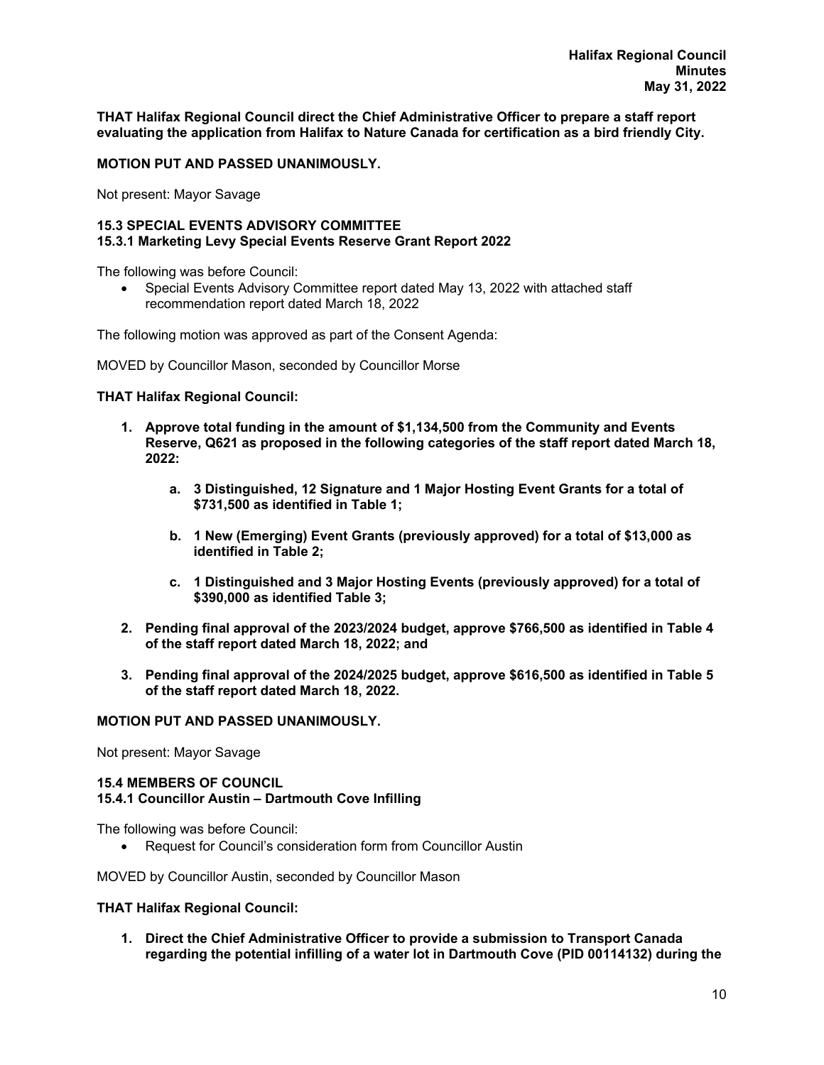**THAT Halifax Regional Council direct the Chief Administrative Officer to prepare a staff report evaluating the application from Halifax to Nature Canada for certification as a bird friendly City.**

**MOTION PUT AND PASSED UNANIMOUSLY.**

Not present: Mayor Savage

### 15.3 SPECIAL EVENTS ADVISORY COMMITTEE
#### 15.3.1 Marketing Levy Special Events Reserve Grant Report 2022

The following was before Council:

- Special Events Advisory Committee report dated May 13, 2022 with attached staff recommendation report dated March 18, 2022

The following motion was approved as part of the Consent Agenda:

MOVED by Councillor Mason, seconded by Councillor Morse

**THAT Halifax Regional Council:**

1. **Approve total funding in the amount of $1,134,500 from the Community and Events Reserve, Q621 as proposed in the following categories of the staff report dated March 18, 2022:**
    a. **3 Distinguished, 12 Signature and 1 Major Hosting Event Grants for a total of $731,500 as identified in Table 1;**
    b. **1 New (Emerging) Event Grants (previously approved) for a total of $13,000 as identified in Table 2;**
    c. **1 Distinguished and 3 Major Hosting Events (previously approved) for a total of $390,000 as identified Table 3;**
2. **Pending final approval of the 2023/2024 budget, approve $766,500 as identified in Table 4 of the staff report dated March 18, 2022; and**
3. **Pending final approval of the 2024/2025 budget, approve $616,500 as identified in Table 5 of the staff report dated March 18, 2022.**

**MOTION PUT AND PASSED UNANIMOUSLY.**

Not present: Mayor Savage

### 15.4 MEMBERS OF COUNCIL
#### 15.4.1 Councillor Austin – Dartmouth Cove Infilling

The following was before Council:

- Request for Council's consideration form from Councillor Austin

MOVED by Councillor Austin, seconded by Councillor Mason

**THAT Halifax Regional Council:**

1. **Direct the Chief Administrative Officer to provide a submission to Transport Canada regarding the potential infilling of a water lot in Dartmouth Cove (PID 00114132) during the**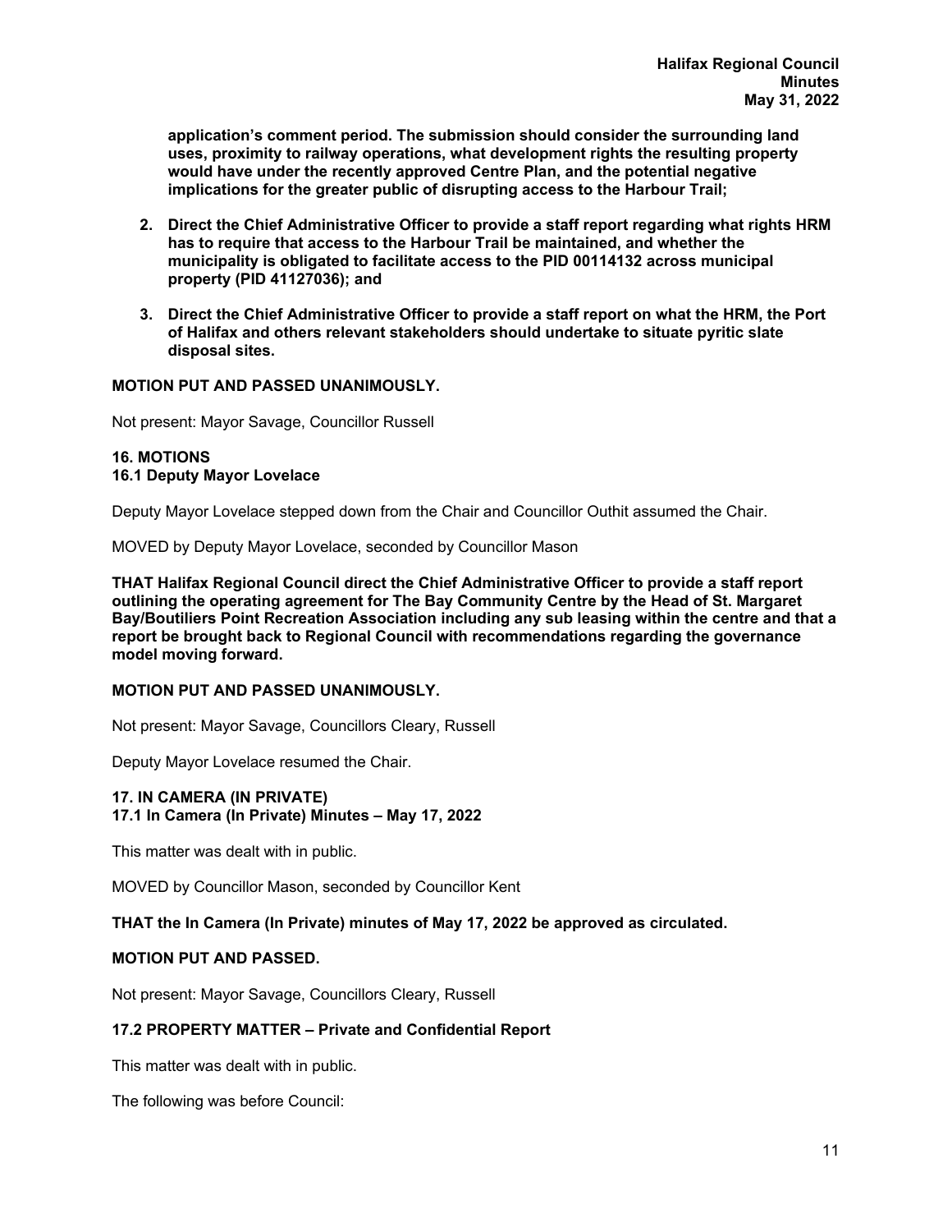**application's comment period. The submission should consider the surrounding land uses, proximity to railway operations, what development rights the resulting property would have under the recently approved Centre Plan, and the potential negative implications for the greater public of disrupting access to the Harbour Trail;**

2. **Direct the Chief Administrative Officer to provide a staff report regarding what rights HRM has to require that access to the Harbour Trail be maintained, and whether the municipality is obligated to facilitate access to the PID 00114132 across municipal property (PID 41127036); and**
3. **Direct the Chief Administrative Officer to provide a staff report on what the HRM, the Port of Halifax and others relevant stakeholders should undertake to situate pyritic slate disposal sites.**

**MOTION PUT AND PASSED UNANIMOUSLY.**

Not present: Mayor Savage, Councillor Russell

## 16. MOTIONS

### 16.1 Deputy Mayor Lovelace

Deputy Mayor Lovelace stepped down from the Chair and Councillor Outhit assumed the Chair.

MOVED by Deputy Mayor Lovelace, seconded by Councillor Mason

**THAT Halifax Regional Council direct the Chief Administrative Officer to provide a staff report outlining the operating agreement for The Bay Community Centre by the Head of St. Margaret Bay/Boutiliers Point Recreation Association including any sub leasing within the centre and that a report be brought back to Regional Council with recommendations regarding the governance model moving forward.**

**MOTION PUT AND PASSED UNANIMOUSLY.**

Not present: Mayor Savage, Councillors Cleary, Russell

Deputy Mayor Lovelace resumed the Chair.

## 17. IN CAMERA (IN PRIVATE)

### 17.1 In Camera (In Private) Minutes – May 17, 2022

This matter was dealt with in public.

MOVED by Councillor Mason, seconded by Councillor Kent

**THAT the In Camera (In Private) minutes of May 17, 2022 be approved as circulated.**

**MOTION PUT AND PASSED.**

Not present: Mayor Savage, Councillors Cleary, Russell

### 17.2 PROPERTY MATTER – Private and Confidential Report

This matter was dealt with in public.

The following was before Council: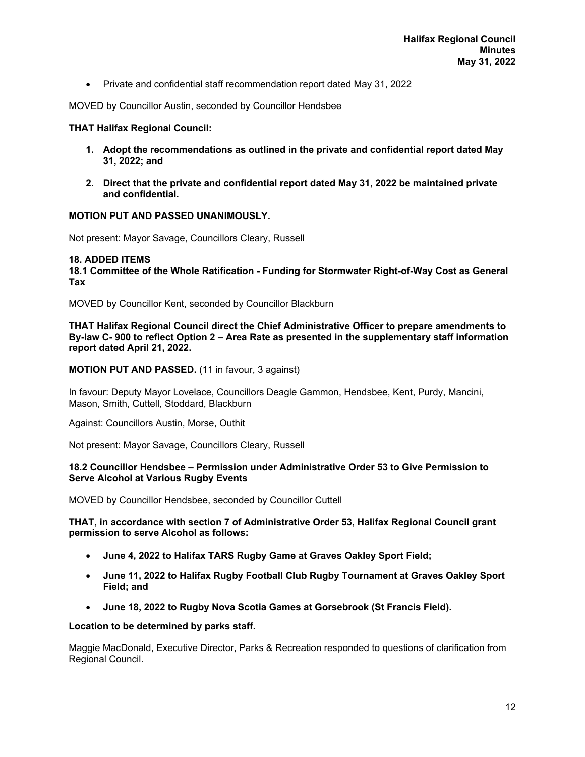- Private and confidential staff recommendation report dated May 31, 2022

MOVED by Councillor Austin, seconded by Councillor Hendsbee

**THAT Halifax Regional Council:**

1. **Adopt the recommendations as outlined in the private and confidential report dated May 31, 2022; and**
2. **Direct that the private and confidential report dated May 31, 2022 be maintained private and confidential.**

**MOTION PUT AND PASSED UNANIMOUSLY.**

Not present: Mayor Savage, Councillors Cleary, Russell

## 18. ADDED ITEMS

### 18.1 Committee of the Whole Ratification - Funding for Stormwater Right-of-Way Cost as General Tax

MOVED by Councillor Kent, seconded by Councillor Blackburn

**THAT Halifax Regional Council direct the Chief Administrative Officer to prepare amendments to By-law C- 900 to reflect Option 2 – Area Rate as presented in the supplementary staff information report dated April 21, 2022.**

**MOTION PUT AND PASSED.** (11 in favour, 3 against)

In favour: Deputy Mayor Lovelace, Councillors Deagle Gammon, Hendsbee, Kent, Purdy, Mancini, Mason, Smith, Cuttell, Stoddard, Blackburn

Against: Councillors Austin, Morse, Outhit

Not present: Mayor Savage, Councillors Cleary, Russell

### 18.2 Councillor Hendsbee – Permission under Administrative Order 53 to Give Permission to Serve Alcohol at Various Rugby Events

MOVED by Councillor Hendsbee, seconded by Councillor Cuttell

**THAT, in accordance with section 7 of Administrative Order 53, Halifax Regional Council grant permission to serve Alcohol as follows:**

- **June 4, 2022 to Halifax TARS Rugby Game at Graves Oakley Sport Field;**
- **June 11, 2022 to Halifax Rugby Football Club Rugby Tournament at Graves Oakley Sport Field; and**
- **June 18, 2022 to Rugby Nova Scotia Games at Gorsebrook (St Francis Field).**

**Location to be determined by parks staff.**

Maggie MacDonald, Executive Director, Parks & Recreation responded to questions of clarification from Regional Council.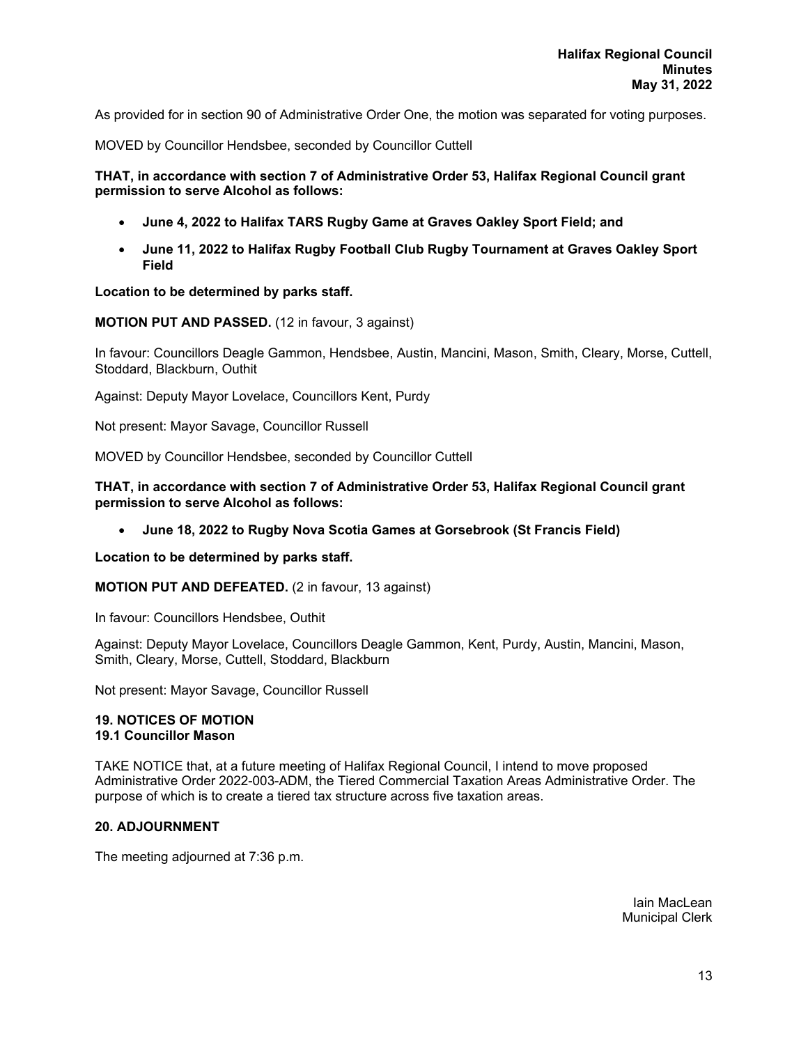As provided for in section 90 of Administrative Order One, the motion was separated for voting purposes.

MOVED by Councillor Hendsbee, seconded by Councillor Cuttell

**THAT, in accordance with section 7 of Administrative Order 53, Halifax Regional Council grant permission to serve Alcohol as follows:**

- **June 4, 2022 to Halifax TARS Rugby Game at Graves Oakley Sport Field; and**
- **June 11, 2022 to Halifax Rugby Football Club Rugby Tournament at Graves Oakley Sport Field**

**Location to be determined by parks staff.**

**MOTION PUT AND PASSED.** (12 in favour, 3 against)

In favour: Councillors Deagle Gammon, Hendsbee, Austin, Mancini, Mason, Smith, Cleary, Morse, Cuttell, Stoddard, Blackburn, Outhit

Against: Deputy Mayor Lovelace, Councillors Kent, Purdy

Not present: Mayor Savage, Councillor Russell

MOVED by Councillor Hendsbee, seconded by Councillor Cuttell

**THAT, in accordance with section 7 of Administrative Order 53, Halifax Regional Council grant permission to serve Alcohol as follows:**

- **June 18, 2022 to Rugby Nova Scotia Games at Gorsebrook (St Francis Field)**

**Location to be determined by parks staff.**

**MOTION PUT AND DEFEATED.** (2 in favour, 13 against)

In favour: Councillors Hendsbee, Outhit

Against: Deputy Mayor Lovelace, Councillors Deagle Gammon, Kent, Purdy, Austin, Mancini, Mason, Smith, Cleary, Morse, Cuttell, Stoddard, Blackburn

Not present: Mayor Savage, Councillor Russell

## 19. NOTICES OF MOTION

### 19.1 Councillor Mason

TAKE NOTICE that, at a future meeting of Halifax Regional Council, I intend to move proposed Administrative Order 2022-003-ADM, the Tiered Commercial Taxation Areas Administrative Order. The purpose of which is to create a tiered tax structure across five taxation areas.

## 20. ADJOURNMENT

The meeting adjourned at 7:36 p.m.

Iain MacLean
Municipal Clerk